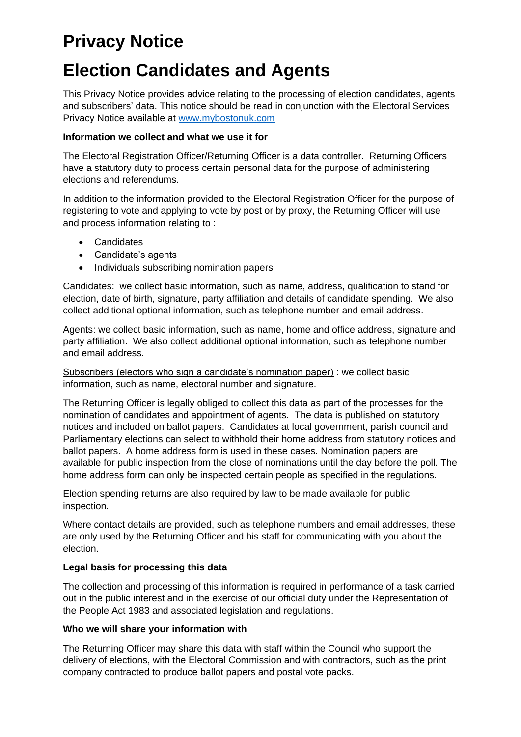# Privacy Notice

# Election Candidates and Agents

This Privacy Notice provides advice relating to the processing of election candidates, agents and subscribers' data. This notice should be read in conjunction with the Electoral Services Privacy Notice available at [www.mybostonuk.com](www.mybostonuk.com)

**Information we collect and what we use it for**

The Electoral Registration Officer/Returning Officer is a data controller. Returning Officers have a statutory duty to process certain personal data for the purpose of administering elections and referendums.

In addition to the information provided to the Electoral Registration Officer for the purpose of registering to vote and applying to vote by post or by proxy, the Returning Officer will use and process information relating to :

- Candidates
- Candidate's agents
- Individuals subscribing nomination papers

<u>Candidates</u>: we collect basic information, such as name, address, qualification to stand for election, date of birth, signature, party affiliation and details of candidate spending. We also collect additional optional information, such as telephone number and email address.

<u>Agents</u>: we collect basic information, such as name, home and office address, signature and party affiliation. We also collect additional optional information, such as telephone number and email address.

<u>Subscribers (electors who sign a candidate's nomination paper)</u> : we collect basic information, such as name, electoral number and signature.

The Returning Officer is legally obliged to collect this data as part of the processes for the nomination of candidates and appointment of agents. The data is published on statutory notices and included on ballot papers. Candidates at local government, parish council and Parliamentary elections can select to withhold their home address from statutory notices and ballot papers. A home address form is used in these cases. Nomination papers are available for public inspection from the close of nominations until the day before the poll. The home address form can only be inspected certain people as specified in the regulations.

Election spending returns are also required by law to be made available for public inspection.

Where contact details are provided, such as telephone numbers and email addresses, these are only used by the Returning Officer and his staff for communicating with you about the election.

**Legal basis for processing this data**

The collection and processing of this information is required in performance of a task carried out in the public interest and in the exercise of our official duty under the Representation of the People Act 1983 and associated legislation and regulations.

**Who we will share your information with**

The Returning Officer may share this data with staff within the Council who support the delivery of elections, with the Electoral Commission and with contractors, such as the print company contracted to produce ballot papers and postal vote packs.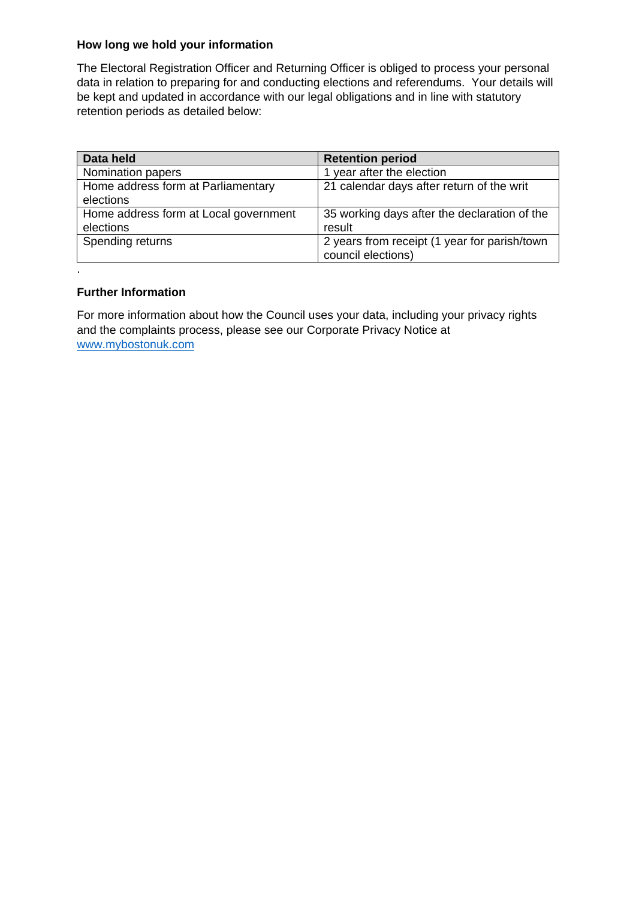**How long we hold your information**

The Electoral Registration Officer and Returning Officer is obliged to process your personal data in relation to preparing for and conducting elections and referendums. Your details will be kept and updated in accordance with our legal obligations and in line with statutory retention periods as detailed below:

| Data held | Retention period |
|---|---|
| Nomination papers | 1 year after the election |
| Home address form at Parliamentary elections | 21 calendar days after return of the writ |
| Home address form at Local government elections | 35 working days after the declaration of the result |
| Spending returns | 2 years from receipt (1 year for parish/town council elections) |

.

**Further Information**

For more information about how the Council uses your data, including your privacy rights and the complaints process, please see our Corporate Privacy Notice at [www.mybostonuk.com](http://www.mybostonuk.com)